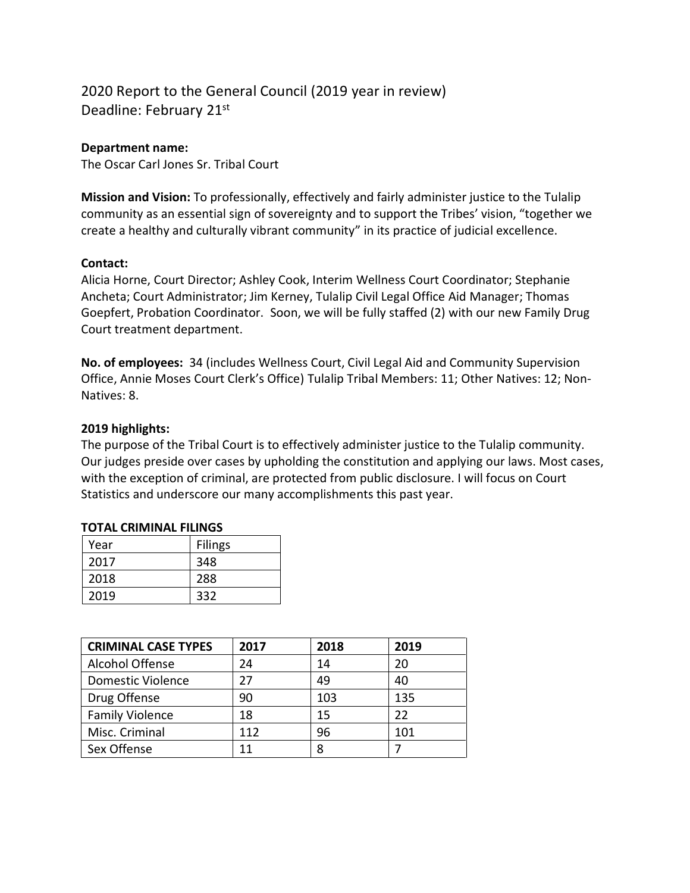2020 Report to the General Council (2019 year in review)
Deadline: February 21st

**Department name:**
The Oscar Carl Jones Sr. Tribal Court

**Mission and Vision:** To professionally, effectively and fairly administer justice to the Tulalip community as an essential sign of sovereignty and to support the Tribes' vision, "together we create a healthy and culturally vibrant community" in its practice of judicial excellence.

**Contact:**
Alicia Horne, Court Director; Ashley Cook, Interim Wellness Court Coordinator; Stephanie Ancheta; Court Administrator; Jim Kerney, Tulalip Civil Legal Office Aid Manager; Thomas Goepfert, Probation Coordinator. Soon, we will be fully staffed (2) with our new Family Drug Court treatment department.

**No. of employees:** 34 (includes Wellness Court, Civil Legal Aid and Community Supervision Office, Annie Moses Court Clerk's Office) Tulalip Tribal Members: 11; Other Natives: 12; Non-Natives: 8.

**2019 highlights:**
The purpose of the Tribal Court is to effectively administer justice to the Tulalip community. Our judges preside over cases by upholding the constitution and applying our laws. Most cases, with the exception of criminal, are protected from public disclosure. I will focus on Court Statistics and underscore our many accomplishments this past year.

**TOTAL CRIMINAL FILINGS**

| Year | Filings |
|---|---|
| 2017 | 348 |
| 2018 | 288 |
| 2019 | 332 |

| CRIMINAL CASE TYPES | 2017 | 2018 | 2019 |
|---|---|---|---|
| Alcohol Offense | 24 | 14 | 20 |
| Domestic Violence | 27 | 49 | 40 |
| Drug Offense | 90 | 103 | 135 |
| Family Violence | 18 | 15 | 22 |
| Misc. Criminal | 112 | 96 | 101 |
| Sex Offense | 11 | 8 | 7 |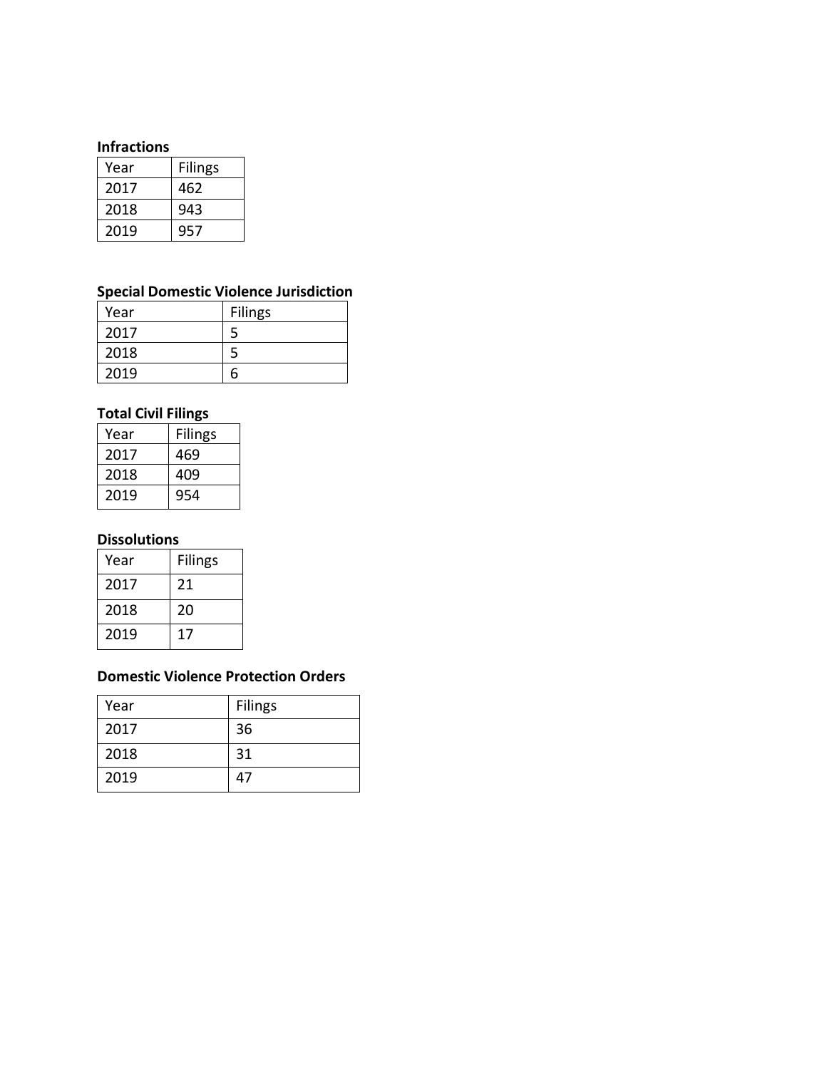**Infractions**

| Year | Filings |
|---|---|
| 2017 | 462 |
| 2018 | 943 |
| 2019 | 957 |

**Special Domestic Violence Jurisdiction**

| Year | Filings |
|---|---|
| 2017 | 5 |
| 2018 | 5 |
| 2019 | 6 |

**Total Civil Filings**

| Year | Filings |
|---|---|
| 2017 | 469 |
| 2018 | 409 |
| 2019 | 954 |

**Dissolutions**

| Year | Filings |
|---|---|
| 2017 | 21 |
| 2018 | 20 |
| 2019 | 17 |

**Domestic Violence Protection Orders**

| Year | Filings |
|---|---|
| 2017 | 36 |
| 2018 | 31 |
| 2019 | 47 |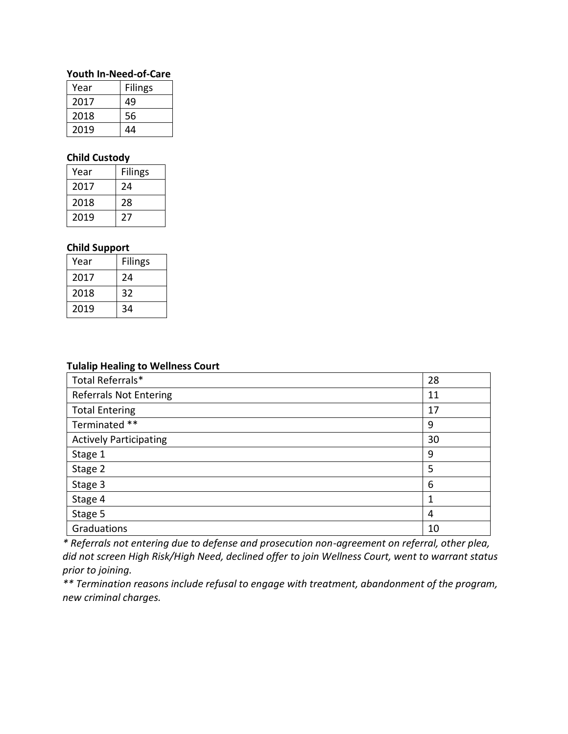**Youth In-Need-of-Care**

| Year | Filings |
|---|---|
| 2017 | 49 |
| 2018 | 56 |
| 2019 | 44 |

**Child Custody**

| Year | Filings |
|---|---|
| 2017 | 24 |
| 2018 | 28 |
| 2019 | 27 |

**Child Support**

| Year | Filings |
|---|---|
| 2017 | 24 |
| 2018 | 32 |
| 2019 | 34 |

**Tulalip Healing to Wellness Court**

| | |
|---|---|
| Total Referrals* | 28 |
| Referrals Not Entering | 11 |
| Total Entering | 17 |
| Terminated ** | 9 |
| Actively Participating | 30 |
| Stage 1 | 9 |
| Stage 2 | 5 |
| Stage 3 | 6 |
| Stage 4 | 1 |
| Stage 5 | 4 |
| Graduations | 10 |

*\* Referrals not entering due to defense and prosecution non-agreement on referral, other plea, did not screen High Risk/High Need, declined offer to join Wellness Court, went to warrant status prior to joining.*

*\*\* Termination reasons include refusal to engage with treatment, abandonment of the program, new criminal charges.*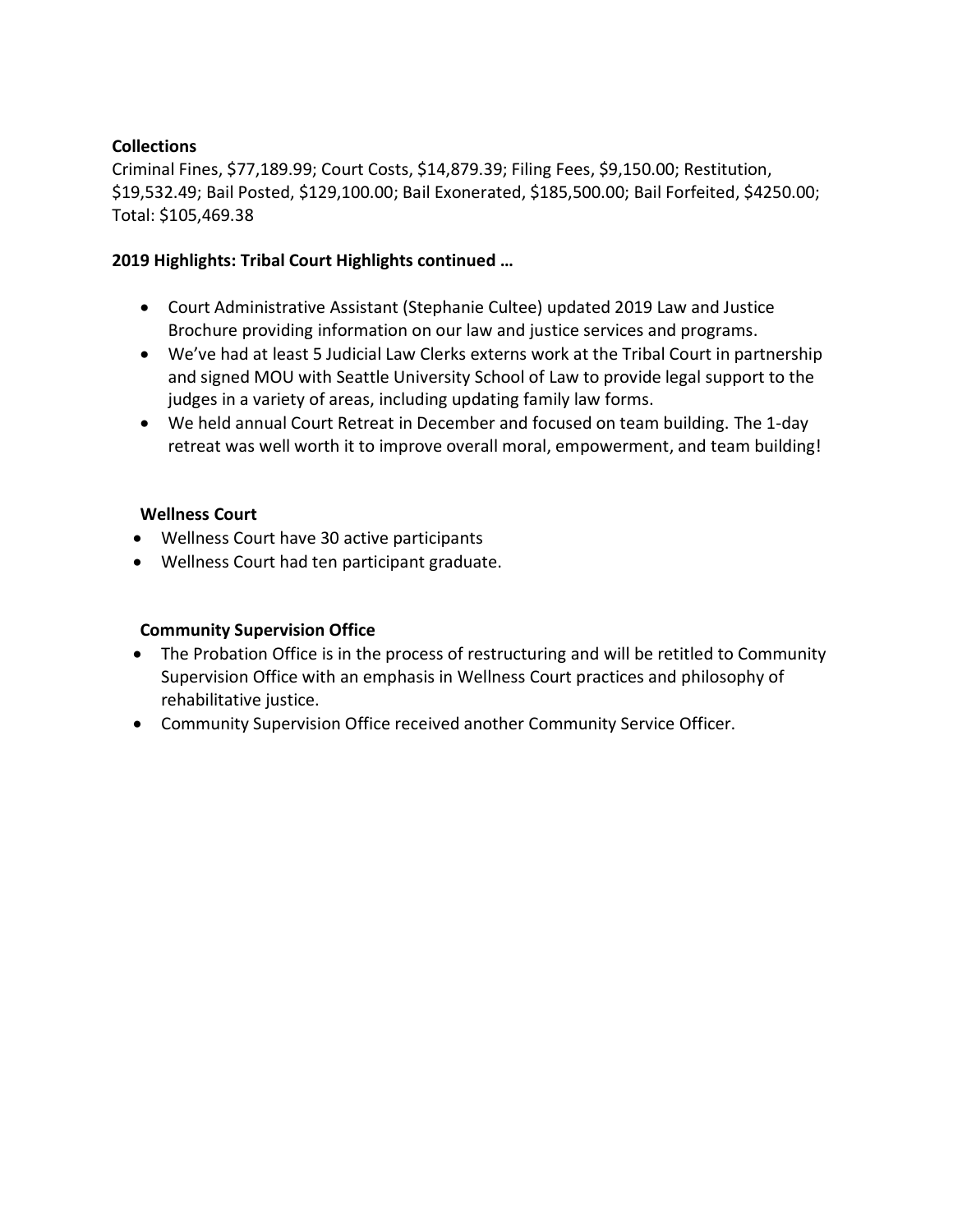**Collections**

Criminal Fines, $77,189.99; Court Costs, $14,879.39; Filing Fees, $9,150.00; Restitution, $19,532.49; Bail Posted, $129,100.00; Bail Exonerated, $185,500.00; Bail Forfeited, $4250.00; Total: $105,469.38

**2019 Highlights: Tribal Court Highlights continued …**

- Court Administrative Assistant (Stephanie Cultee) updated 2019 Law and Justice Brochure providing information on our law and justice services and programs.
- We've had at least 5 Judicial Law Clerks externs work at the Tribal Court in partnership and signed MOU with Seattle University School of Law to provide legal support to the judges in a variety of areas, including updating family law forms.
- We held annual Court Retreat in December and focused on team building. The 1-day retreat was well worth it to improve overall moral, empowerment, and team building!

**Wellness Court**

- Wellness Court have 30 active participants
- Wellness Court had ten participant graduate.

**Community Supervision Office**

- The Probation Office is in the process of restructuring and will be retitled to Community Supervision Office with an emphasis in Wellness Court practices and philosophy of rehabilitative justice.
- Community Supervision Office received another Community Service Officer.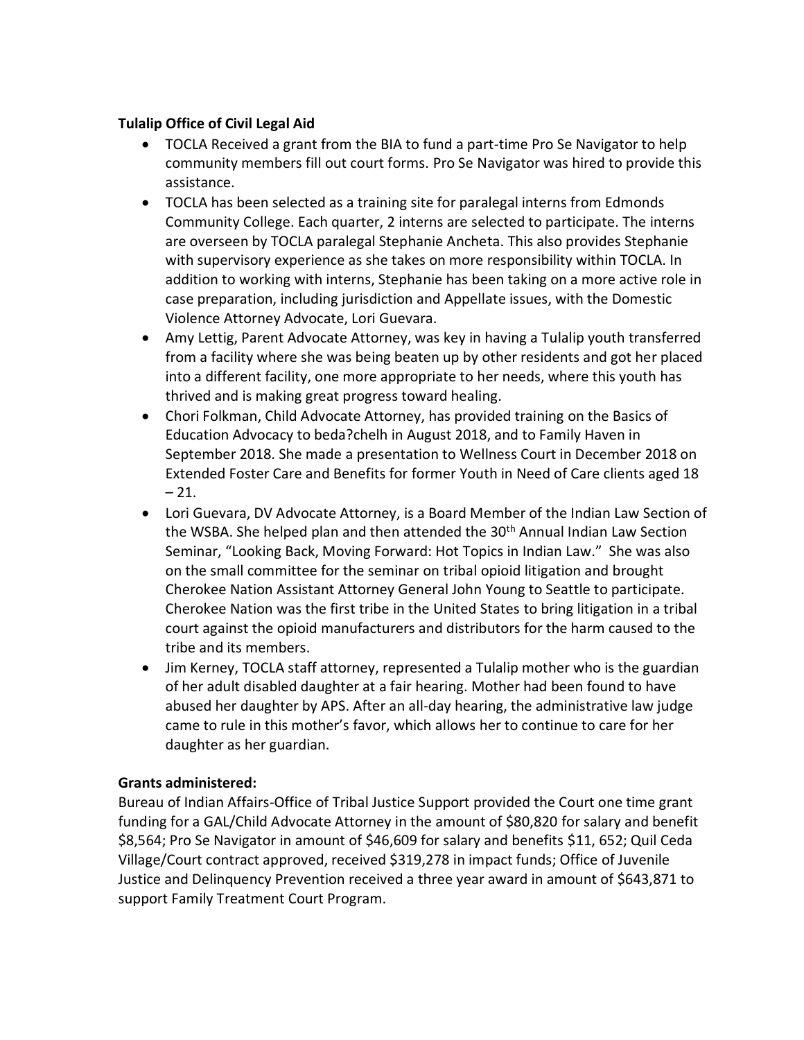**Tulalip Office of Civil Legal Aid**

- TOCLA Received a grant from the BIA to fund a part-time Pro Se Navigator to help community members fill out court forms. Pro Se Navigator was hired to provide this assistance.
- TOCLA has been selected as a training site for paralegal interns from Edmonds Community College. Each quarter, 2 interns are selected to participate. The interns are overseen by TOCLA paralegal Stephanie Ancheta. This also provides Stephanie with supervisory experience as she takes on more responsibility within TOCLA. In addition to working with interns, Stephanie has been taking on a more active role in case preparation, including jurisdiction and Appellate issues, with the Domestic Violence Attorney Advocate, Lori Guevara.
- Amy Lettig, Parent Advocate Attorney, was key in having a Tulalip youth transferred from a facility where she was being beaten up by other residents and got her placed into a different facility, one more appropriate to her needs, where this youth has thrived and is making great progress toward healing.
- Chori Folkman, Child Advocate Attorney, has provided training on the Basics of Education Advocacy to beda?chelh in August 2018, and to Family Haven in September 2018. She made a presentation to Wellness Court in December 2018 on Extended Foster Care and Benefits for former Youth in Need of Care clients aged 18 – 21.
- Lori Guevara, DV Advocate Attorney, is a Board Member of the Indian Law Section of the WSBA. She helped plan and then attended the 30th Annual Indian Law Section Seminar, "Looking Back, Moving Forward: Hot Topics in Indian Law." She was also on the small committee for the seminar on tribal opioid litigation and brought Cherokee Nation Assistant Attorney General John Young to Seattle to participate. Cherokee Nation was the first tribe in the United States to bring litigation in a tribal court against the opioid manufacturers and distributors for the harm caused to the tribe and its members.
- Jim Kerney, TOCLA staff attorney, represented a Tulalip mother who is the guardian of her adult disabled daughter at a fair hearing. Mother had been found to have abused her daughter by APS. After an all-day hearing, the administrative law judge came to rule in this mother's favor, which allows her to continue to care for her daughter as her guardian.

**Grants administered:**

Bureau of Indian Affairs-Office of Tribal Justice Support provided the Court one time grant funding for a GAL/Child Advocate Attorney in the amount of $80,820 for salary and benefit $8,564; Pro Se Navigator in amount of $46,609 for salary and benefits $11, 652; Quil Ceda Village/Court contract approved, received $319,278 in impact funds; Office of Juvenile Justice and Delinquency Prevention received a three year award in amount of $643,871 to support Family Treatment Court Program.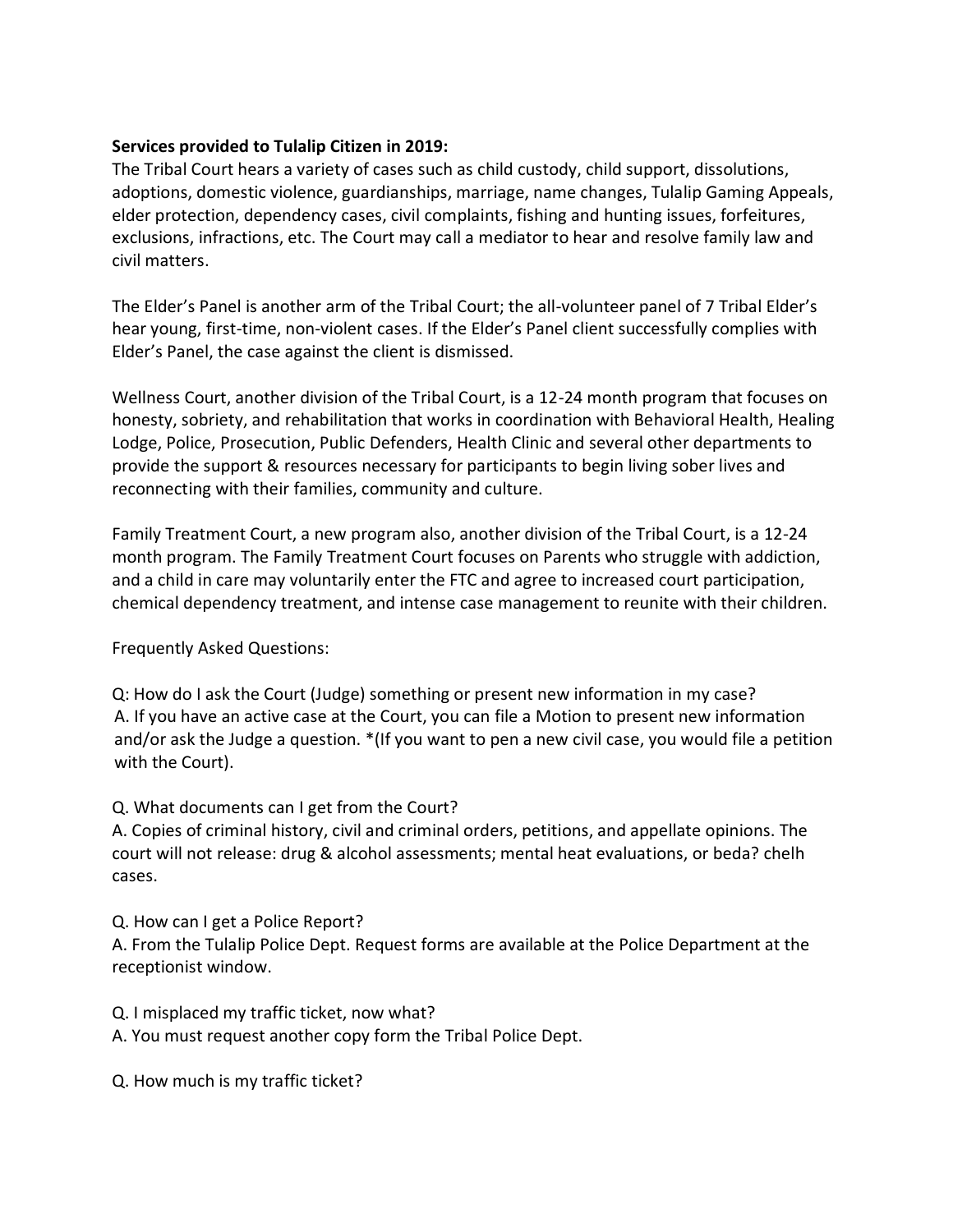**Services provided to Tulalip Citizen in 2019:**
The Tribal Court hears a variety of cases such as child custody, child support, dissolutions, adoptions, domestic violence, guardianships, marriage, name changes, Tulalip Gaming Appeals, elder protection, dependency cases, civil complaints, fishing and hunting issues, forfeitures, exclusions, infractions, etc. The Court may call a mediator to hear and resolve family law and civil matters.

The Elder's Panel is another arm of the Tribal Court; the all-volunteer panel of 7 Tribal Elder's hear young, first-time, non-violent cases. If the Elder's Panel client successfully complies with Elder's Panel, the case against the client is dismissed.

Wellness Court, another division of the Tribal Court, is a 12-24 month program that focuses on honesty, sobriety, and rehabilitation that works in coordination with Behavioral Health, Healing Lodge, Police, Prosecution, Public Defenders, Health Clinic and several other departments to provide the support & resources necessary for participants to begin living sober lives and reconnecting with their families, community and culture.

Family Treatment Court, a new program also, another division of the Tribal Court, is a 12-24 month program. The Family Treatment Court focuses on Parents who struggle with addiction, and a child in care may voluntarily enter the FTC and agree to increased court participation, chemical dependency treatment, and intense case management to reunite with their children.

Frequently Asked Questions:

Q: How do I ask the Court (Judge) something or present new information in my case?
A. If you have an active case at the Court, you can file a Motion to present new information and/or ask the Judge a question. *(If you want to pen a new civil case, you would file a petition with the Court).

Q. What documents can I get from the Court?
A. Copies of criminal history, civil and criminal orders, petitions, and appellate opinions. The court will not release: drug & alcohol assessments; mental heat evaluations, or beda? chelh cases.

Q. How can I get a Police Report?
A. From the Tulalip Police Dept. Request forms are available at the Police Department at the receptionist window.

Q. I misplaced my traffic ticket, now what?
A. You must request another copy form the Tribal Police Dept.

Q. How much is my traffic ticket?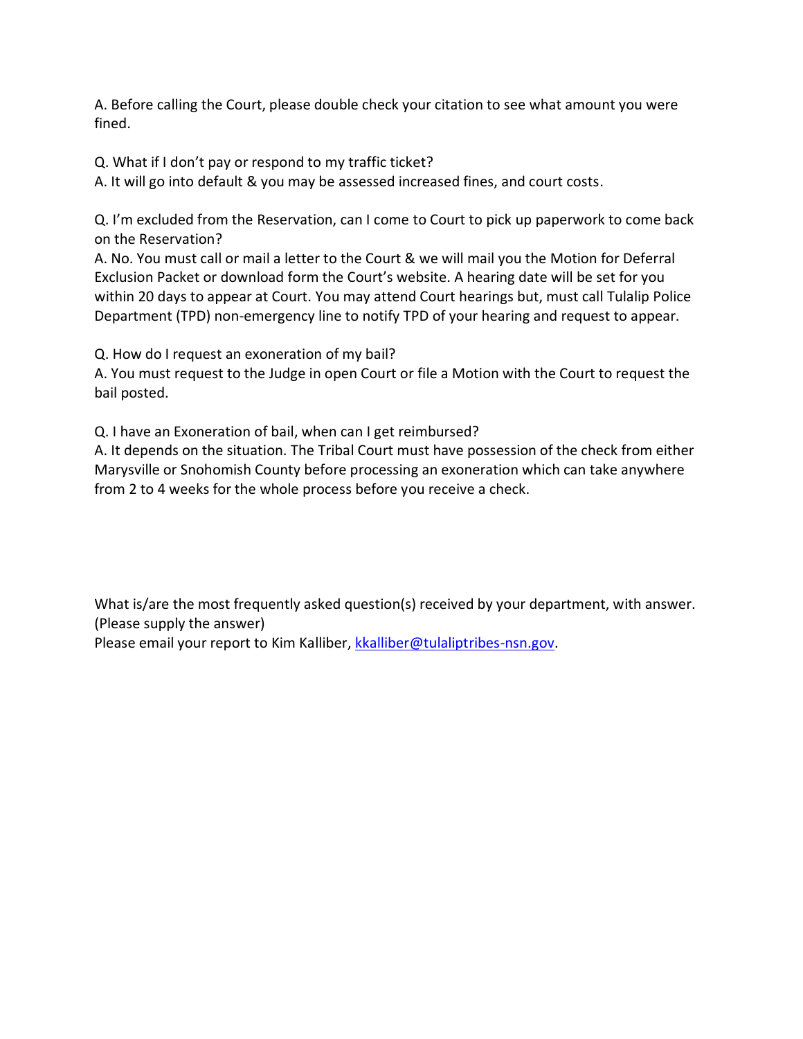A. Before calling the Court, please double check your citation to see what amount you were fined.

Q. What if I don't pay or respond to my traffic ticket?
A. It will go into default & you may be assessed increased fines, and court costs.

Q. I'm excluded from the Reservation, can I come to Court to pick up paperwork to come back on the Reservation?
A. No. You must call or mail a letter to the Court & we will mail you the Motion for Deferral Exclusion Packet or download form the Court's website. A hearing date will be set for you within 20 days to appear at Court. You may attend Court hearings but, must call Tulalip Police Department (TPD) non-emergency line to notify TPD of your hearing and request to appear.

Q. How do I request an exoneration of my bail?
A. You must request to the Judge in open Court or file a Motion with the Court to request the bail posted.

Q. I have an Exoneration of bail, when can I get reimbursed?
A. It depends on the situation. The Tribal Court must have possession of the check from either Marysville or Snohomish County before processing an exoneration which can take anywhere from 2 to 4 weeks for the whole process before you receive a check.

What is/are the most frequently asked question(s) received by your department, with answer. (Please supply the answer)
Please email your report to Kim Kalliber, kkalliber@tulaliptribes-nsn.gov.